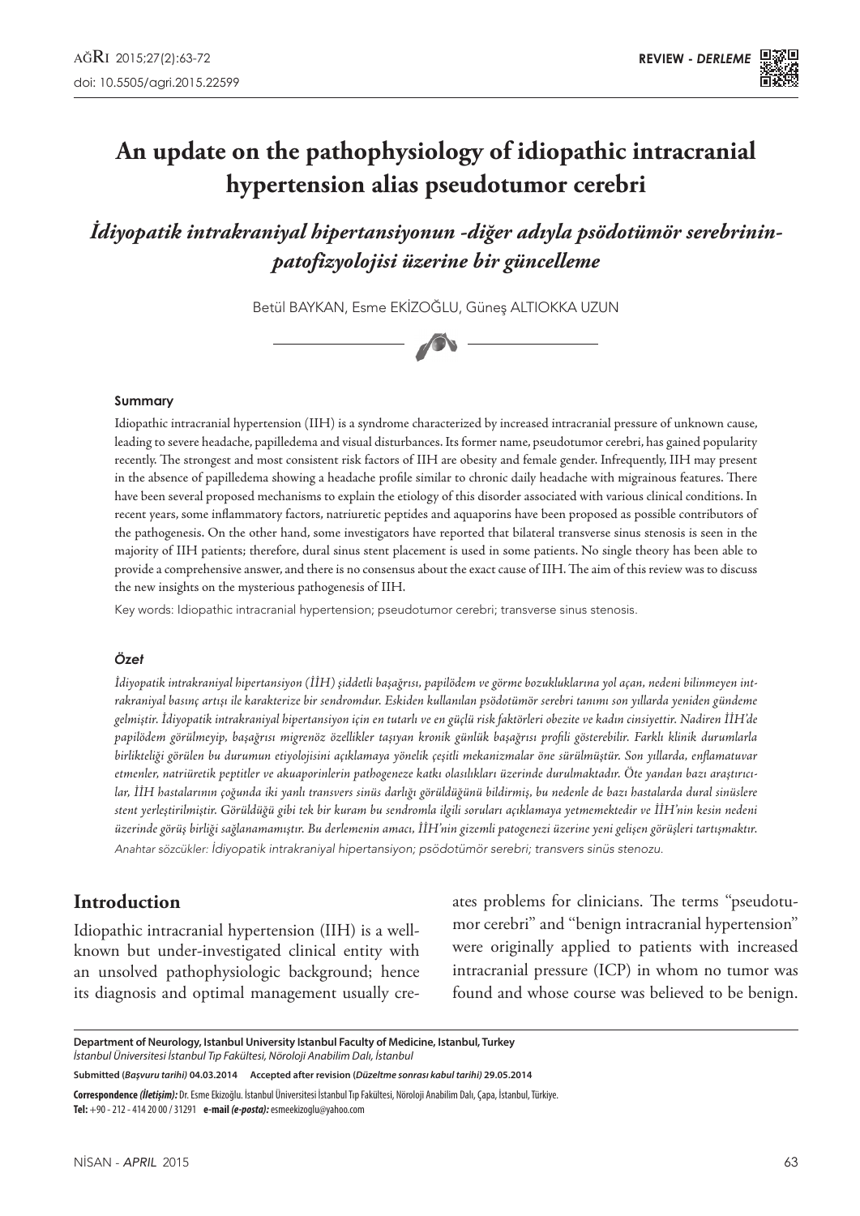# An update on the pathophysiology of idiopathic intracranial hypertension alias pseudotumor cerebri

## *İdiyopatik intrakraniyal hipertansiyonun -diğer adıyla psödotümör serebrinin- patofizyolojisi üzerine bir güncelleme*

Betül BAYKAN, Esme EKİZOĞLU, Güneş ALTIOKKA UZUN

#### Summary

Idiopathic intracranial hypertension (IIH) is a syndrome characterized by increased intracranial pressure of unknown cause, leading to severe headache, papilledema and visual disturbances. Its former name, pseudotumor cerebri, has gained popularity recently. The strongest and most consistent risk factors of IIH are obesity and female gender. Infrequently, IIH may present in the absence of papilledema showing a headache profile similar to chronic daily headache with migrainous features. There have been several proposed mechanisms to explain the etiology of this disorder associated with various clinical conditions. In recent years, some inflammatory factors, natriuretic peptides and aquaporins have been proposed as possible contributors of the pathogenesis. On the other hand, some investigators have reported that bilateral transverse sinus stenosis is seen in the majority of IIH patients; therefore, dural sinus stent placement is used in some patients. No single theory has been able to provide a comprehensive answer, and there is no consensus about the exact cause of IIH. The aim of this review was to discuss the new insights on the mysterious pathogenesis of IIH.

Key words: Idiopathic intracranial hypertension; pseudotumor cerebri; transverse sinus stenosis.

#### *Özet*

*İdiyopatik intrakraniyal hipertansiyon (İİH) şiddetli başağrısı, papilödem ve görme bozukluklarına yol açan, nedeni bilinmeyen intrakraniyal basınç artışı ile karakterize bir sendromdur. Eskiden kullanılan psödotümör serebri tanımı son yıllarda yeniden gündeme gelmiştir. İdiyopatik intrakraniyal hipertansiyon için en tutarlı ve en güçlü risk faktörleri obezite ve kadın cinsiyettir. Nadiren İİH'de papilödem görülmeyip, başağrısı migrenöz özellikler taşıyan kronik günlük başağrısı profili gösterebilir. Farklı klinik durumlarla birlikteliği görülen bu durumun etiyolojisini açıklamaya yönelik çeşitli mekanizmalar öne sürülmüştür. Son yıllarda, enflamatuvar etmenler, natriüretik peptitler ve akuaporinlerin pathogeneze katkı olasılıkları üzerinde durulmaktadır. Öte yandan bazı araştırıcılar, İİH hastalarının çoğunda iki yanlı transvers sinüs darlığı görüldüğünü bildirmiş, bu nedenle de bazı hastalarda dural sinüslere stent yerleştirilmiştir. Görüldüğü gibi tek bir kuram bu sendromla ilgili soruları açıklamaya yetmemektedir ve İİH'nin kesin nedeni üzerinde görüş birliği sağlanamamıştır. Bu derlemenin amacı, İİH'nin gizemli patogenezi üzerine yeni gelişen görüşleri tartışmaktır.*

*Anahtar sözcükler: İdiyopatik intrakraniyal hipertansiyon; psödotümör serebri; transvers sinüs stenozu.*

## Introduction

Idiopathic intracranial hypertension (IIH) is a well-known but under-investigated clinical entity with an unsolved pathophysiologic background; hence its diagnosis and optimal management usually creates problems for clinicians. The terms "pseudotumor cerebri" and "benign intracranial hypertension" were originally applied to patients with increased intracranial pressure (ICP) in whom no tumor was found and whose course was believed to be benign.

**Department of Neurology, Istanbul University Istanbul Faculty of Medicine, Istanbul, Turkey**
*İstanbul Üniversitesi İstanbul Tıp Fakültesi, Nöroloji Anabilim Dalı, İstanbul*

**Submitted (*Başvuru tarihi*) 04.03.2014 Accepted after revision (*Düzeltme sonrası kabul tarihi*) 29.05.2014**

**Correspondence (*İletişim*):** Dr. Esme Ekizoğlu. İstanbul Üniversitesi İstanbul Tıp Fakültesi, Nöroloji Anabilim Dalı, Çapa, İstanbul, Türkiye.
**Tel:** +90 - 212 - 414 20 00 / 31291 **e-mail (*e-posta*):** esmeekizoglu@yahoo.com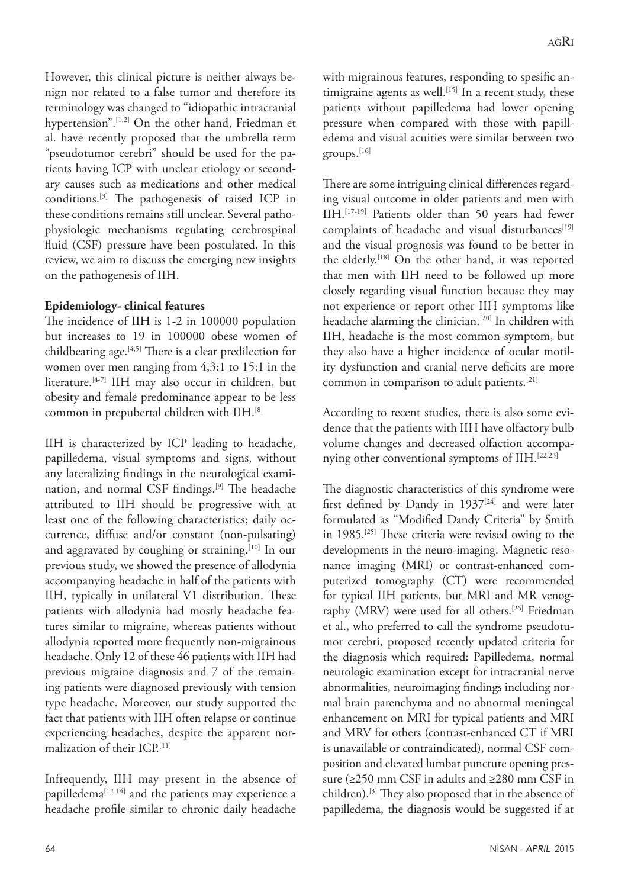However, this clinical picture is neither always benign nor related to a false tumor and therefore its terminology was changed to "idiopathic intracranial hypertension".[1,2] On the other hand, Friedman et al. have recently proposed that the umbrella term "pseudotumor cerebri" should be used for the patients having ICP with unclear etiology or secondary causes such as medications and other medical conditions.[3] The pathogenesis of raised ICP in these conditions remains still unclear. Several pathophysiologic mechanisms regulating cerebrospinal fluid (CSF) pressure have been postulated. In this review, we aim to discuss the emerging new insights on the pathogenesis of IIH.

**Epidemiology- clinical features**

The incidence of IIH is 1-2 in 100000 population but increases to 19 in 100000 obese women of childbearing age.[4,5] There is a clear predilection for women over men ranging from 4,3:1 to 15:1 in the literature.[4-7] IIH may also occur in children, but obesity and female predominance appear to be less common in prepubertal children with IIH.[8]

IIH is characterized by ICP leading to headache, papilledema, visual symptoms and signs, without any lateralizing findings in the neurological examination, and normal CSF findings.[9] The headache attributed to IIH should be progressive with at least one of the following characteristics; daily occurrence, diffuse and/or constant (non-pulsating) and aggravated by coughing or straining.[10] In our previous study, we showed the presence of allodynia accompanying headache in half of the patients with IIH, typically in unilateral V1 distribution. These patients with allodynia had mostly headache features similar to migraine, whereas patients without allodynia reported more frequently non-migrainous headache. Only 12 of these 46 patients with IIH had previous migraine diagnosis and 7 of the remaining patients were diagnosed previously with tension type headache. Moreover, our study supported the fact that patients with IIH often relapse or continue experiencing headaches, despite the apparent normalization of their ICP.[11]

Infrequently, IIH may present in the absence of papilledema[12-14] and the patients may experience a headache profile similar to chronic daily headache with migrainous features, responding to spesific antimigraine agents as well.[15] In a recent study, these patients without papilledema had lower opening pressure when compared with those with papilledema and visual acuities were similar between two groups.[16]

There are some intriguing clinical differences regarding visual outcome in older patients and men with IIH.[17-19] Patients older than 50 years had fewer complaints of headache and visual disturbances[19] and the visual prognosis was found to be better in the elderly.[18] On the other hand, it was reported that men with IIH need to be followed up more closely regarding visual function because they may not experience or report other IIH symptoms like headache alarming the clinician.[20] In children with IIH, headache is the most common symptom, but they also have a higher incidence of ocular motility dysfunction and cranial nerve deficits are more common in comparison to adult patients.[21]

According to recent studies, there is also some evidence that the patients with IIH have olfactory bulb volume changes and decreased olfaction accompanying other conventional symptoms of IIH.[22,23]

The diagnostic characteristics of this syndrome were first defined by Dandy in 1937[24] and were later formulated as "Modified Dandy Criteria" by Smith in 1985.[25] These criteria were revised owing to the developments in the neuro-imaging. Magnetic resonance imaging (MRI) or contrast-enhanced computerized tomography (CT) were recommended for typical IIH patients, but MRI and MR venography (MRV) were used for all others.[26] Friedman et al., who preferred to call the syndrome pseudotumor cerebri, proposed recently updated criteria for the diagnosis which required: Papilledema, normal neurologic examination except for intracranial nerve abnormalities, neuroimaging findings including normal brain parenchyma and no abnormal meningeal enhancement on MRI for typical patients and MRI and MRV for others (contrast-enhanced CT if MRI is unavailable or contraindicated), normal CSF composition and elevated lumbar puncture opening pressure (≥250 mm CSF in adults and ≥280 mm CSF in children).[3] They also proposed that in the absence of papilledema, the diagnosis would be suggested if at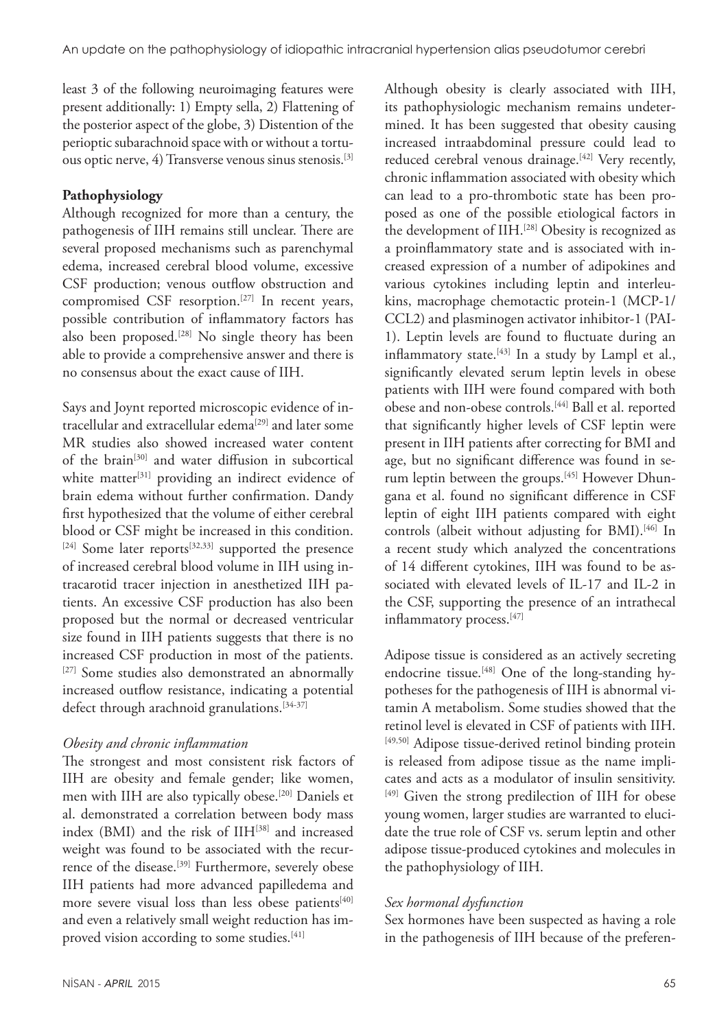least 3 of the following neuroimaging features were present additionally: 1) Empty sella, 2) Flattening of the posterior aspect of the globe, 3) Distention of the perioptic subarachnoid space with or without a tortuous optic nerve, 4) Transverse venous sinus stenosis.[3]

## Pathophysiology

Although recognized for more than a century, the pathogenesis of IIH remains still unclear. There are several proposed mechanisms such as parenchymal edema, increased cerebral blood volume, excessive CSF production; venous outflow obstruction and compromised CSF resorption.[27] In recent years, possible contribution of inflammatory factors has also been proposed.[28] No single theory has been able to provide a comprehensive answer and there is no consensus about the exact cause of IIH.

Says and Joynt reported microscopic evidence of intracellular and extracellular edema[29] and later some MR studies also showed increased water content of the brain[30] and water diffusion in subcortical white matter[31] providing an indirect evidence of brain edema without further confirmation. Dandy first hypothesized that the volume of either cerebral blood or CSF might be increased in this condition.[24] Some later reports[32,33] supported the presence of increased cerebral blood volume in IIH using intracarotid tracer injection in anesthetized IIH patients. An excessive CSF production has also been proposed but the normal or decreased ventricular size found in IIH patients suggests that there is no increased CSF production in most of the patients.[27] Some studies also demonstrated an abnormally increased outflow resistance, indicating a potential defect through arachnoid granulations.[34-37]

### *Obesity and chronic inflammation*

The strongest and most consistent risk factors of IIH are obesity and female gender; like women, men with IIH are also typically obese.[20] Daniels et al. demonstrated a correlation between body mass index (BMI) and the risk of IIH[38] and increased weight was found to be associated with the recurrence of the disease.[39] Furthermore, severely obese IIH patients had more advanced papilledema and more severe visual loss than less obese patients[40] and even a relatively small weight reduction has improved vision according to some studies.[41]

Although obesity is clearly associated with IIH, its pathophysiologic mechanism remains undetermined. It has been suggested that obesity causing increased intraabdominal pressure could lead to reduced cerebral venous drainage.[42] Very recently, chronic inflammation associated with obesity which can lead to a pro-thrombotic state has been proposed as one of the possible etiological factors in the development of IIH.[28] Obesity is recognized as a proinflammatory state and is associated with increased expression of a number of adipokines and various cytokines including leptin and interleukins, macrophage chemotactic protein-1 (MCP-1/CCL2) and plasminogen activator inhibitor-1 (PAI-1). Leptin levels are found to fluctuate during an inflammatory state.[43] In a study by Lampl et al., significantly elevated serum leptin levels in obese patients with IIH were found compared with both obese and non-obese controls.[44] Ball et al. reported that significantly higher levels of CSF leptin were present in IIH patients after correcting for BMI and age, but no significant difference was found in serum leptin between the groups.[45] However Dhungana et al. found no significant difference in CSF leptin of eight IIH patients compared with eight controls (albeit without adjusting for BMI).[46] In a recent study which analyzed the concentrations of 14 different cytokines, IIH was found to be associated with elevated levels of IL-17 and IL-2 in the CSF, supporting the presence of an intrathecal inflammatory process.[47]

Adipose tissue is considered as an actively secreting endocrine tissue.[48] One of the long-standing hypotheses for the pathogenesis of IIH is abnormal vitamin A metabolism. Some studies showed that the retinol level is elevated in CSF of patients with IIH.[49,50] Adipose tissue-derived retinol binding protein is released from adipose tissue as the name implicates and acts as a modulator of insulin sensitivity.[49] Given the strong predilection of IIH for obese young women, larger studies are warranted to elucidate the true role of CSF vs. serum leptin and other adipose tissue-produced cytokines and molecules in the pathophysiology of IIH.

### *Sex hormonal dysfunction*

Sex hormones have been suspected as having a role in the pathogenesis of IIH because of the preferen-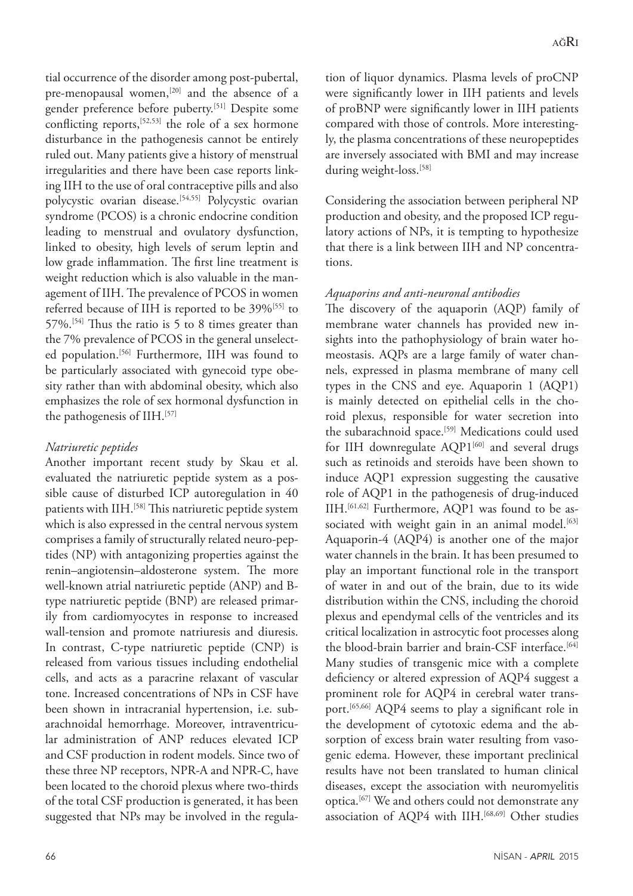tial occurrence of the disorder among post-pubertal, pre-menopausal women,[20] and the absence of a gender preference before puberty.[51] Despite some conflicting reports,[52,53] the role of a sex hormone disturbance in the pathogenesis cannot be entirely ruled out. Many patients give a history of menstrual irregularities and there have been case reports linking IIH to the use of oral contraceptive pills and also polycystic ovarian disease.[54,55] Polycystic ovarian syndrome (PCOS) is a chronic endocrine condition leading to menstrual and ovulatory dysfunction, linked to obesity, high levels of serum leptin and low grade inflammation. The first line treatment is weight reduction which is also valuable in the management of IIH. The prevalence of PCOS in women referred because of IIH is reported to be 39%[55] to 57%.[54] Thus the ratio is 5 to 8 times greater than the 7% prevalence of PCOS in the general unselected population.[56] Furthermore, IIH was found to be particularly associated with gynecoid type obesity rather than with abdominal obesity, which also emphasizes the role of sex hormonal dysfunction in the pathogenesis of IIH.[57]

*Natriuretic peptides*

Another important recent study by Skau et al. evaluated the natriuretic peptide system as a possible cause of disturbed ICP autoregulation in 40 patients with IIH.[58] This natriuretic peptide system which is also expressed in the central nervous system comprises a family of structurally related neuro-peptides (NP) with antagonizing properties against the renin–angiotensin–aldosterone system. The more well-known atrial natriuretic peptide (ANP) and B-type natriuretic peptide (BNP) are released primarily from cardiomyocytes in response to increased wall-tension and promote natriuresis and diuresis. In contrast, C-type natriuretic peptide (CNP) is released from various tissues including endothelial cells, and acts as a paracrine relaxant of vascular tone. Increased concentrations of NPs in CSF have been shown in intracranial hypertension, i.e. subarachnoidal hemorrhage. Moreover, intraventricular administration of ANP reduces elevated ICP and CSF production in rodent models. Since two of these three NP receptors, NPR-A and NPR-C, have been located to the choroid plexus where two-thirds of the total CSF production is generated, it has been suggested that NPs may be involved in the regulation of liquor dynamics. Plasma levels of proCNP were significantly lower in IIH patients and levels of proBNP were significantly lower in IIH patients compared with those of controls. More interestingly, the plasma concentrations of these neuropeptides are inversely associated with BMI and may increase during weight-loss.[58]

Considering the association between peripheral NP production and obesity, and the proposed ICP regulatory actions of NPs, it is tempting to hypothesize that there is a link between IIH and NP concentrations.

*Aquaporins and anti-neuronal antibodies*

The discovery of the aquaporin (AQP) family of membrane water channels has provided new insights into the pathophysiology of brain water homeostasis. AQPs are a large family of water channels, expressed in plasma membrane of many cell types in the CNS and eye. Aquaporin 1 (AQP1) is mainly detected on epithelial cells in the choroid plexus, responsible for water secretion into the subarachnoid space.[59] Medications could used for IIH downregulate AQP1[60] and several drugs such as retinoids and steroids have been shown to induce AQP1 expression suggesting the causative role of AQP1 in the pathogenesis of drug-induced IIH.[61,62] Furthermore, AQP1 was found to be associated with weight gain in an animal model.[63] Aquaporin-4 (AQP4) is another one of the major water channels in the brain. It has been presumed to play an important functional role in the transport of water in and out of the brain, due to its wide distribution within the CNS, including the choroid plexus and ependymal cells of the ventricles and its critical localization in astrocytic foot processes along the blood-brain barrier and brain-CSF interface.[64] Many studies of transgenic mice with a complete deficiency or altered expression of AQP4 suggest a prominent role for AQP4 in cerebral water transport.[65,66] AQP4 seems to play a significant role in the development of cytotoxic edema and the absorption of excess brain water resulting from vasogenic edema. However, these important preclinical results have not been translated to human clinical diseases, except the association with neuromyelitis optica.[67] We and others could not demonstrate any association of AQP4 with IIH.[68,69] Other studies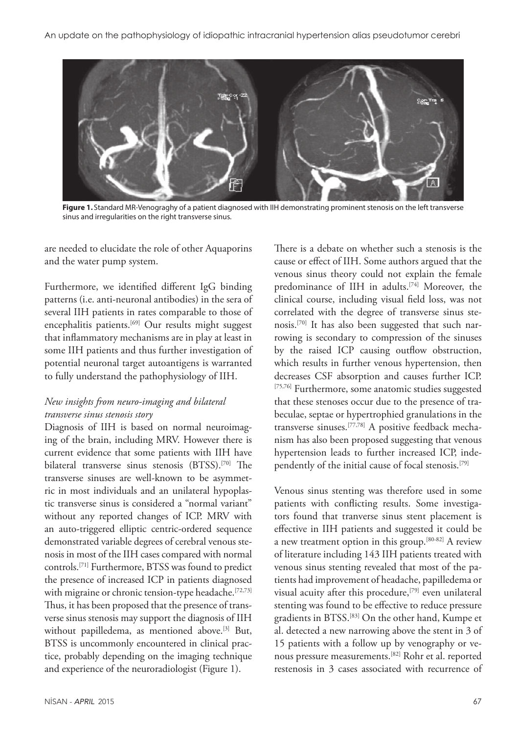**Figure 1.** Standard MR-Venograghy of a patient diagnosed with IIH demonstrating prominent stenosis on the left transverse sinus and irregularities on the right transverse sinus.

are needed to elucidate the role of other Aquaporins and the water pump system.

Furthermore, we identified different IgG binding patterns (i.e. anti-neuronal antibodies) in the sera of several IIH patients in rates comparable to those of encephalitis patients.[69] Our results might suggest that inflammatory mechanisms are in play at least in some IIH patients and thus further investigation of potential neuronal target autoantigens is warranted to fully understand the pathophysiology of IIH.

### *New insights from neuro-imaging and bilateral transverse sinus stenosis story*

Diagnosis of IIH is based on normal neuroimaging of the brain, including MRV. However there is current evidence that some patients with IIH have bilateral transverse sinus stenosis (BTSS).[70] The transverse sinuses are well-known to be asymmetric in most individuals and an unilateral hypoplastic transverse sinus is considered a "normal variant" without any reported changes of ICP. MRV with an auto-triggered elliptic centric-ordered sequence demonstrated variable degrees of cerebral venous stenosis in most of the IIH cases compared with normal controls.[71] Furthermore, BTSS was found to predict the presence of increased ICP in patients diagnosed with migraine or chronic tension-type headache.[72,73] Thus, it has been proposed that the presence of transverse sinus stenosis may support the diagnosis of IIH without papilledema, as mentioned above.[3] But, BTSS is uncommonly encountered in clinical practice, probably depending on the imaging technique and experience of the neuroradiologist (Figure 1).

There is a debate on whether such a stenosis is the cause or effect of IIH. Some authors argued that the venous sinus theory could not explain the female predominance of IIH in adults.[74] Moreover, the clinical course, including visual field loss, was not correlated with the degree of transverse sinus stenosis.[70] It has also been suggested that such narrowing is secondary to compression of the sinuses by the raised ICP causing outflow obstruction, which results in further venous hypertension, then decreases CSF absorption and causes further ICP.[75,76] Furthermore, some anatomic studies suggested that these stenoses occur due to the presence of trabeculae, septae or hypertrophied granulations in the transverse sinuses.[77,78] A positive feedback mechanism has also been proposed suggesting that venous hypertension leads to further increased ICP, independently of the initial cause of focal stenosis.[79]

Venous sinus stenting was therefore used in some patients with conflicting results. Some investigators found that tranverse sinus stent placement is effective in IIH patients and suggested it could be a new treatment option in this group.[80-82] A review of literature including 143 IIH patients treated with venous sinus stenting revealed that most of the patients had improvement of headache, papilledema or visual acuity after this procedure,[79] even unilateral stenting was found to be effective to reduce pressure gradients in BTSS.[83] On the other hand, Kumpe et al. detected a new narrowing above the stent in 3 of 15 patients with a follow up by venography or venous pressure measurements.[82] Rohr et al. reported restenosis in 3 cases associated with recurrence of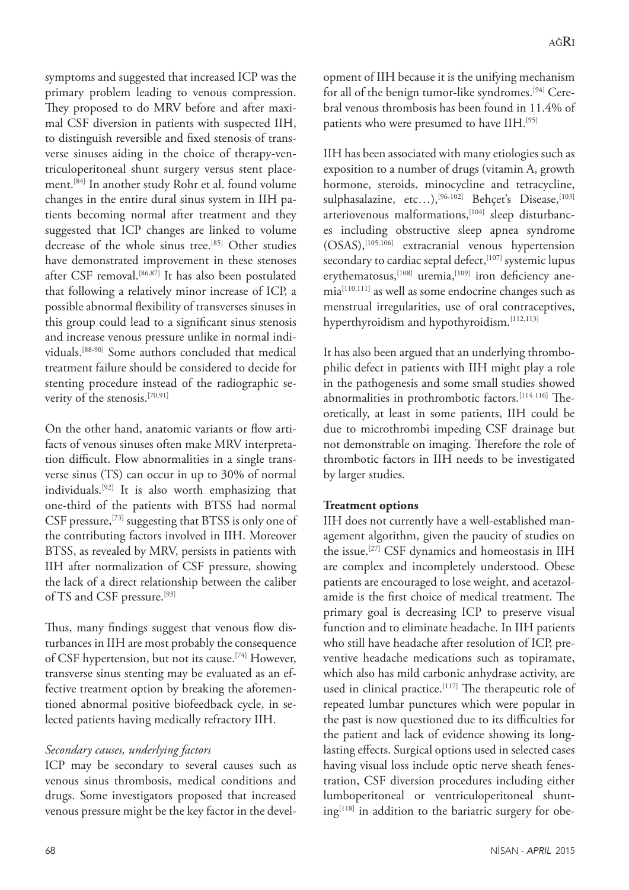symptoms and suggested that increased ICP was the primary problem leading to venous compression. They proposed to do MRV before and after maximal CSF diversion in patients with suspected IIH, to distinguish reversible and fixed stenosis of transverse sinuses aiding in the choice of therapy-ventriculoperitoneal shunt surgery versus stent placement.[84] In another study Rohr et al. found volume changes in the entire dural sinus system in IIH patients becoming normal after treatment and they suggested that ICP changes are linked to volume decrease of the whole sinus tree.[85] Other studies have demonstrated improvement in these stenoses after CSF removal.[86,87] It has also been postulated that following a relatively minor increase of ICP, a possible abnormal flexibility of transverses sinuses in this group could lead to a significant sinus stenosis and increase venous pressure unlike in normal individuals.[88-90] Some authors concluded that medical treatment failure should be considered to decide for stenting procedure instead of the radiographic severity of the stenosis.[70,91]

On the other hand, anatomic variants or flow artifacts of venous sinuses often make MRV interpretation difficult. Flow abnormalities in a single transverse sinus (TS) can occur in up to 30% of normal individuals.[92] It is also worth emphasizing that one-third of the patients with BTSS had normal CSF pressure,[73] suggesting that BTSS is only one of the contributing factors involved in IIH. Moreover BTSS, as revealed by MRV, persists in patients with IIH after normalization of CSF pressure, showing the lack of a direct relationship between the caliber of TS and CSF pressure.[93]

Thus, many findings suggest that venous flow disturbances in IIH are most probably the consequence of CSF hypertension, but not its cause.[74] However, transverse sinus stenting may be evaluated as an effective treatment option by breaking the aforementioned abnormal positive biofeedback cycle, in selected patients having medically refractory IIH.

*Secondary causes, underlying factors*

ICP may be secondary to several causes such as venous sinus thrombosis, medical conditions and drugs. Some investigators proposed that increased venous pressure might be the key factor in the development of IIH because it is the unifying mechanism for all of the benign tumor-like syndromes.[94] Cerebral venous thrombosis has been found in 11.4% of patients who were presumed to have IIH.[95]

IIH has been associated with many etiologies such as exposition to a number of drugs (vitamin A, growth hormone, steroids, minocycline and tetracycline, sulphasalazine, etc…),[96-102] Behçet's Disease,[103] arteriovenous malformations,[104] sleep disturbances including obstructive sleep apnea syndrome (OSAS),[105,106] extracranial venous hypertension secondary to cardiac septal defect,[107] systemic lupus erythematosus,[108] uremia,[109] iron deficiency anemia[110,111] as well as some endocrine changes such as menstrual irregularities, use of oral contraceptives, hyperthyroidism and hypothyroidism.[112,113]

It has also been argued that an underlying thrombophilic defect in patients with IIH might play a role in the pathogenesis and some small studies showed abnormalities in prothrombotic factors.[114-116] Theoretically, at least in some patients, IIH could be due to microthrombi impeding CSF drainage but not demonstrable on imaging. Therefore the role of thrombotic factors in IIH needs to be investigated by larger studies.

**Treatment options**

IIH does not currently have a well-established management algorithm, given the paucity of studies on the issue.[27] CSF dynamics and homeostasis in IIH are complex and incompletely understood. Obese patients are encouraged to lose weight, and acetazolamide is the first choice of medical treatment. The primary goal is decreasing ICP to preserve visual function and to eliminate headache. In IIH patients who still have headache after resolution of ICP, preventive headache medications such as topiramate, which also has mild carbonic anhydrase activity, are used in clinical practice.[117] The therapeutic role of repeated lumbar punctures which were popular in the past is now questioned due to its difficulties for the patient and lack of evidence showing its long-lasting effects. Surgical options used in selected cases having visual loss include optic nerve sheath fenestration, CSF diversion procedures including either lumboperitoneal or ventriculoperitoneal shunting[118] in addition to the bariatric surgery for obe-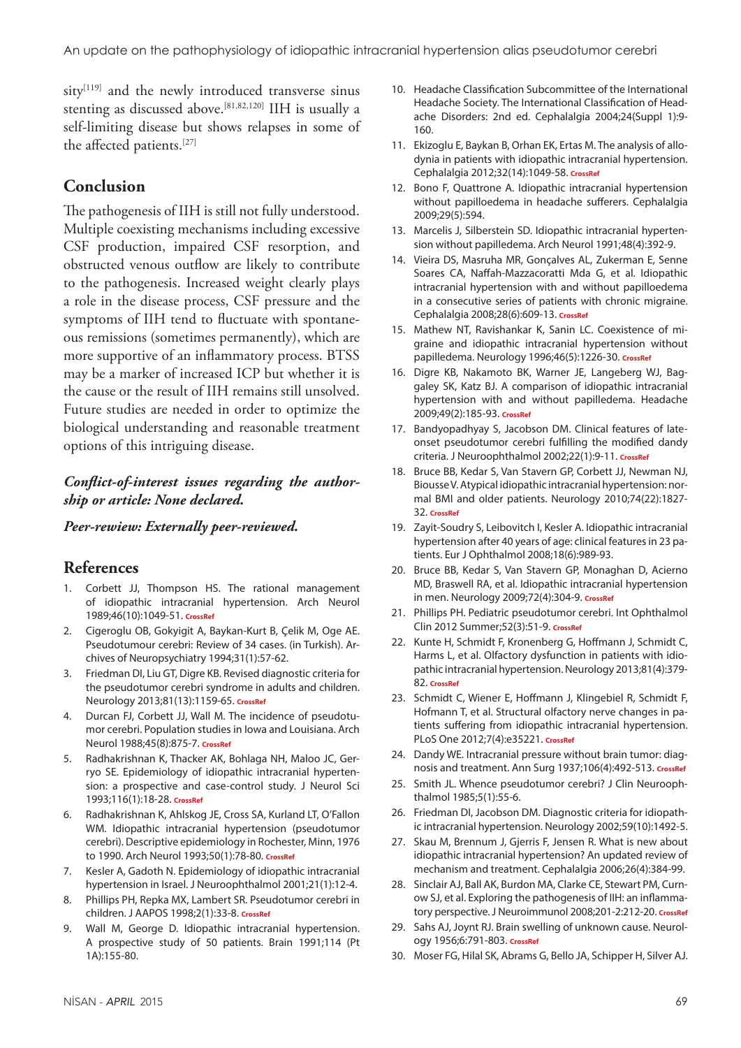sity[119] and the newly introduced transverse sinus stenting as discussed above.[81,82,120] IIH is usually a self-limiting disease but shows relapses in some of the affected patients.[27]

## Conclusion

The pathogenesis of IIH is still not fully understood. Multiple coexisting mechanisms including excessive CSF production, impaired CSF resorption, and obstructed venous outflow are likely to contribute to the pathogenesis. Increased weight clearly plays a role in the disease process, CSF pressure and the symptoms of IIH tend to fluctuate with spontaneous remissions (sometimes permanently), which are more supportive of an inflammatory process. BTSS may be a marker of increased ICP but whether it is the cause or the result of IIH remains still unsolved. Future studies are needed in order to optimize the biological understanding and reasonable treatment options of this intriguing disease.

***Conflict-of-interest issues regarding the authorship or article: None declared.***

***Peer-rewiew: Externally peer-reviewed.***

## References

1. Corbett JJ, Thompson HS. The rational management of idiopathic intracranial hypertension. Arch Neurol 1989;46(10):1049-51. CrossRef
2. Cigeroglu OB, Gokyigit A, Baykan-Kurt B, Çelik M, Oge AE. Pseudotumour cerebri: Review of 34 cases. (in Turkish). Archives of Neuropsychiatry 1994;31(1):57-62.
3. Friedman DI, Liu GT, Digre KB. Revised diagnostic criteria for the pseudotumor cerebri syndrome in adults and children. Neurology 2013;81(13):1159-65. CrossRef
4. Durcan FJ, Corbett JJ, Wall M. The incidence of pseudotumor cerebri. Population studies in Iowa and Louisiana. Arch Neurol 1988;45(8):875-7. CrossRef
5. Radhakrishnan K, Thacker AK, Bohlaga NH, Maloo JC, Gerryo SE. Epidemiology of idiopathic intracranial hypertension: a prospective and case-control study. J Neurol Sci 1993;116(1):18-28. CrossRef
6. Radhakrishnan K, Ahlskog JE, Cross SA, Kurland LT, O'Fallon WM. Idiopathic intracranial hypertension (pseudotumor cerebri). Descriptive epidemiology in Rochester, Minn, 1976 to 1990. Arch Neurol 1993;50(1):78-80. CrossRef
7. Kesler A, Gadoth N. Epidemiology of idiopathic intracranial hypertension in Israel. J Neuroophthalmol 2001;21(1):12-4.
8. Phillips PH, Repka MX, Lambert SR. Pseudotumor cerebri in children. J AAPOS 1998;2(1):33-8. CrossRef
9. Wall M, George D. Idiopathic intracranial hypertension. A prospective study of 50 patients. Brain 1991;114 (Pt 1A):155-80.
10. Headache Classification Subcommittee of the International Headache Society. The International Classification of Headache Disorders: 2nd ed. Cephalalgia 2004;24(Suppl 1):9-160.
11. Ekizoglu E, Baykan B, Orhan EK, Ertas M. The analysis of allodynia in patients with idiopathic intracranial hypertension. Cephalalgia 2012;32(14):1049-58. CrossRef
12. Bono F, Quattrone A. Idiopathic intracranial hypertension without papilloedema in headache sufferers. Cephalalgia 2009;29(5):594.
13. Marcelis J, Silberstein SD. Idiopathic intracranial hypertension without papilledema. Arch Neurol 1991;48(4):392-9.
14. Vieira DS, Masruha MR, Gonçalves AL, Zukerman E, Senne Soares CA, Naffah-Mazzacoratti Mda G, et al. Idiopathic intracranial hypertension with and without papilloedema in a consecutive series of patients with chronic migraine. Cephalalgia 2008;28(6):609-13. CrossRef
15. Mathew NT, Ravishankar K, Sanin LC. Coexistence of migraine and idiopathic intracranial hypertension without papilledema. Neurology 1996;46(5):1226-30. CrossRef
16. Digre KB, Nakamoto BK, Warner JE, Langeberg WJ, Baggaley SK, Katz BJ. A comparison of idiopathic intracranial hypertension with and without papilledema. Headache 2009;49(2):185-93. CrossRef
17. Bandyopadhyay S, Jacobson DM. Clinical features of late-onset pseudotumor cerebri fulfilling the modified dandy criteria. J Neuroophthalmol 2002;22(1):9-11. CrossRef
18. Bruce BB, Kedar S, Van Stavern GP, Corbett JJ, Newman NJ, Biousse V. Atypical idiopathic intracranial hypertension: normal BMI and older patients. Neurology 2010;74(22):1827-32. CrossRef
19. Zayit-Soudry S, Leibovitch I, Kesler A. Idiopathic intracranial hypertension after 40 years of age: clinical features in 23 patients. Eur J Ophthalmol 2008;18(6):989-93.
20. Bruce BB, Kedar S, Van Stavern GP, Monaghan D, Acierno MD, Braswell RA, et al. Idiopathic intracranial hypertension in men. Neurology 2009;72(4):304-9. CrossRef
21. Phillips PH. Pediatric pseudotumor cerebri. Int Ophthalmol Clin 2012 Summer;52(3):51-9. CrossRef
22. Kunte H, Schmidt F, Kronenberg G, Hoffmann J, Schmidt C, Harms L, et al. Olfactory dysfunction in patients with idiopathic intracranial hypertension. Neurology 2013;81(4):379-82. CrossRef
23. Schmidt C, Wiener E, Hoffmann J, Klingebiel R, Schmidt F, Hofmann T, et al. Structural olfactory nerve changes in patients suffering from idiopathic intracranial hypertension. PLoS One 2012;7(4):e35221. CrossRef
24. Dandy WE. Intracranial pressure without brain tumor: diagnosis and treatment. Ann Surg 1937;106(4):492-513. CrossRef
25. Smith JL. Whence pseudotumor cerebri? J Clin Neuroophthalmol 1985;5(1):55-6.
26. Friedman DI, Jacobson DM. Diagnostic criteria for idiopathic intracranial hypertension. Neurology 2002;59(10):1492-5.
27. Skau M, Brennum J, Gjerris F, Jensen R. What is new about idiopathic intracranial hypertension? An updated review of mechanism and treatment. Cephalalgia 2006;26(4):384-99.
28. Sinclair AJ, Ball AK, Burdon MA, Clarke CE, Stewart PM, Curnow SJ, et al. Exploring the pathogenesis of IIH: an inflammatory perspective. J Neuroimmunol 2008;201-2:212-20. CrossRef
29. Sahs AJ, Joynt RJ. Brain swelling of unknown cause. Neurology 1956;6:791-803. CrossRef
30. Moser FG, Hilal SK, Abrams G, Bello JA, Schipper H, Silver AJ.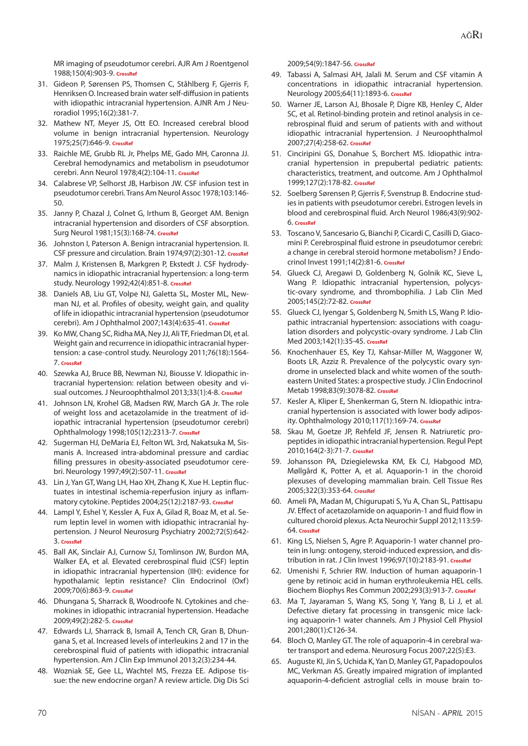MR imaging of pseudotumor cerebri. AJR Am J Roentgenol 1988;150(4):903-9. CrossRef

31. Gideon P, Sørensen PS, Thomsen C, Ståhlberg F, Gjerris F, Henriksen O. Increased brain water self-diffusion in patients with idiopathic intracranial hypertension. AJNR Am J Neuroradiol 1995;16(2):381-7.
32. Mathew NT, Meyer JS, Ott EO. Increased cerebral blood volume in benign intracranial hypertension. Neurology 1975;25(7):646-9. CrossRef
33. Raichle ME, Grubb RL Jr, Phelps ME, Gado MH, Caronna JJ. Cerebral hemodynamics and metabolism in pseudotumor cerebri. Ann Neurol 1978;4(2):104-11. CrossRef
34. Calabrese VP, Selhorst JB, Harbison JW. CSF infusion test in pseudotumor cerebri. Trans Am Neurol Assoc 1978;103:146-50.
35. Janny P, Chazal J, Colnet G, Irthum B, Georget AM. Benign intracranial hypertension and disorders of CSF absorption. Surg Neurol 1981;15(3):168-74. CrossRef
36. Johnston I, Paterson A. Benign intracranial hypertension. II. CSF pressure and circulation. Brain 1974;97(2):301-12. CrossRef
37. Malm J, Kristensen B, Markgren P, Ekstedt J. CSF hydrodynamics in idiopathic intracranial hypertension: a long-term study. Neurology 1992;42(4):851-8. CrossRef
38. Daniels AB, Liu GT, Volpe NJ, Galetta SL, Moster ML, Newman NJ, et al. Profiles of obesity, weight gain, and quality of life in idiopathic intracranial hypertension (pseudotumor cerebri). Am J Ophthalmol 2007;143(4):635-41. CrossRef
39. Ko MW, Chang SC, Ridha MA, Ney JJ, Ali TF, Friedman DI, et al. Weight gain and recurrence in idiopathic intracranial hypertension: a case-control study. Neurology 2011;76(18):1564-7. CrossRef
40. Szewka AJ, Bruce BB, Newman NJ, Biousse V. Idiopathic intracranial hypertension: relation between obesity and visual outcomes. J Neuroophthalmol 2013;33(1):4-8. CrossRef
41. Johnson LN, Krohel GB, Madsen RW, March GA Jr. The role of weight loss and acetazolamide in the treatment of idiopathic intracranial hypertension (pseudotumor cerebri) Ophthalmology 1998;105(12):2313-7. CrossRef
42. Sugerman HJ, DeMaria EJ, Felton WL 3rd, Nakatsuka M, Sismanis A. Increased intra-abdominal pressure and cardiac filling pressures in obesity-associated pseudotumor cerebri. Neurology 1997;49(2):507-11. CrossRef
43. Lin J, Yan GT, Wang LH, Hao XH, Zhang K, Xue H. Leptin fluctuates in intestinal ischemia-reperfusion injury as inflammatory cytokine. Peptides 2004;25(12):2187-93. CrossRef
44. Lampl Y, Eshel Y, Kessler A, Fux A, Gilad R, Boaz M, et al. Serum leptin level in women with idiopathic intracranial hypertension. J Neurol Neurosurg Psychiatry 2002;72(5):642-3. CrossRef
45. Ball AK, Sinclair AJ, Curnow SJ, Tomlinson JW, Burdon MA, Walker EA, et al. Elevated cerebrospinal fluid (CSF) leptin in idiopathic intracranial hypertension (IIH): evidence for hypothalamic leptin resistance? Clin Endocrinol (Oxf) 2009;70(6):863-9. CrossRef
46. Dhungana S, Sharrack B, Woodroofe N. Cytokines and chemokines in idiopathic intracranial hypertension. Headache 2009;49(2):282-5. CrossRef
47. Edwards LJ, Sharrack B, Ismail A, Tench CR, Gran B, Dhungana S, et al. Increased levels of interleukins 2 and 17 in the cerebrospinal fluid of patients with idiopathic intracranial hypertension. Am J Clin Exp Immunol 2013;2(3):234-44.
48. Wozniak SE, Gee LL, Wachtel MS, Frezza EE. Adipose tissue: the new endocrine organ? A review article. Dig Dis Sci 2009;54(9):1847-56. CrossRef
49. Tabassi A, Salmasi AH, Jalali M. Serum and CSF vitamin A concentrations in idiopathic intracranial hypertension. Neurology 2005;64(11):1893-6. CrossRef
50. Warner JE, Larson AJ, Bhosale P, Digre KB, Henley C, Alder SC, et al. Retinol-binding protein and retinol analysis in cerebrospinal fluid and serum of patients with and without idiopathic intracranial hypertension. J Neuroophthalmol 2007;27(4):258-62. CrossRef
51. Cinciripini GS, Donahue S, Borchert MS. Idiopathic intracranial hypertension in prepubertal pediatric patients: characteristics, treatment, and outcome. Am J Ophthalmol 1999;127(2):178-82. CrossRef
52. Soelberg Sørensen P, Gjerris F, Svenstrup B. Endocrine studies in patients with pseudotumor cerebri. Estrogen levels in blood and cerebrospinal fluid. Arch Neurol 1986;43(9):902-6. CrossRef
53. Toscano V, Sancesario G, Bianchi P, Cicardi C, Casilli D, Giacomini P. Cerebrospinal fluid estrone in pseudotumor cerebri: a change in cerebral steroid hormone metabolism? J Endocrinol Invest 1991;14(2):81-6. CrossRef
54. Glueck CJ, Aregawi D, Goldenberg N, Golnik KC, Sieve L, Wang P. Idiopathic intracranial hypertension, polycystic-ovary syndrome, and thrombophilia. J Lab Clin Med 2005;145(2):72-82. CrossRef
55. Glueck CJ, Iyengar S, Goldenberg N, Smith LS, Wang P. Idiopathic intracranial hypertension: associations with coagulation disorders and polycystic-ovary syndrome. J Lab Clin Med 2003;142(1):35-45. CrossRef
56. Knochenhauer ES, Key TJ, Kahsar-Miller M, Waggoner W, Boots LR, Azziz R. Prevalence of the polycystic ovary syndrome in unselected black and white women of the southeastern United States: a prospective study. J Clin Endocrinol Metab 1998;83(9):3078-82. CrossRef
57. Kesler A, Kliper E, Shenkerman G, Stern N. Idiopathic intracranial hypertension is associated with lower body adiposity. Ophthalmology 2010;117(1):169-74. CrossRef
58. Skau M, Goetze JP, Rehfeld JF, Jensen R. Natriuretic propeptides in idiopathic intracranial hypertension. Regul Pept 2010;164(2-3):71-7. CrossRef
59. Johansson PA, Dziegielewska KM, Ek CJ, Habgood MD, Møllgård K, Potter A, et al. Aquaporin-1 in the choroid plexuses of developing mammalian brain. Cell Tissue Res 2005;322(3):353-64. CrossRef
60. Ameli PA, Madan M, Chigurupati S, Yu A, Chan SL, Pattisapu JV. Effect of acetazolamide on aquaporin-1 and fluid flow in cultured choroid plexus. Acta Neurochir Suppl 2012;113:59-64. CrossRef
61. King LS, Nielsen S, Agre P. Aquaporin-1 water channel protein in lung: ontogeny, steroid-induced expression, and distribution in rat. J Clin Invest 1996;97(10):2183-91. CrossRef
62. Umenishi F, Schrier RW. Induction of human aquaporin-1 gene by retinoic acid in human erythroleukemia HEL cells. Biochem Biophys Res Commun 2002;293(3):913-7. CrossRef
63. Ma T, Jayaraman S, Wang KS, Song Y, Yang B, Li J, et al. Defective dietary fat processing in transgenic mice lacking aquaporin-1 water channels. Am J Physiol Cell Physiol 2001;280(1):C126-34.
64. Bloch O, Manley GT. The role of aquaporin-4 in cerebral water transport and edema. Neurosurg Focus 2007;22(5):E3.
65. Auguste KI, Jin S, Uchida K, Yan D, Manley GT, Papadopoulos MC, Verkman AS. Greatly impaired migration of implanted aquaporin-4-deficient astroglial cells in mouse brain to-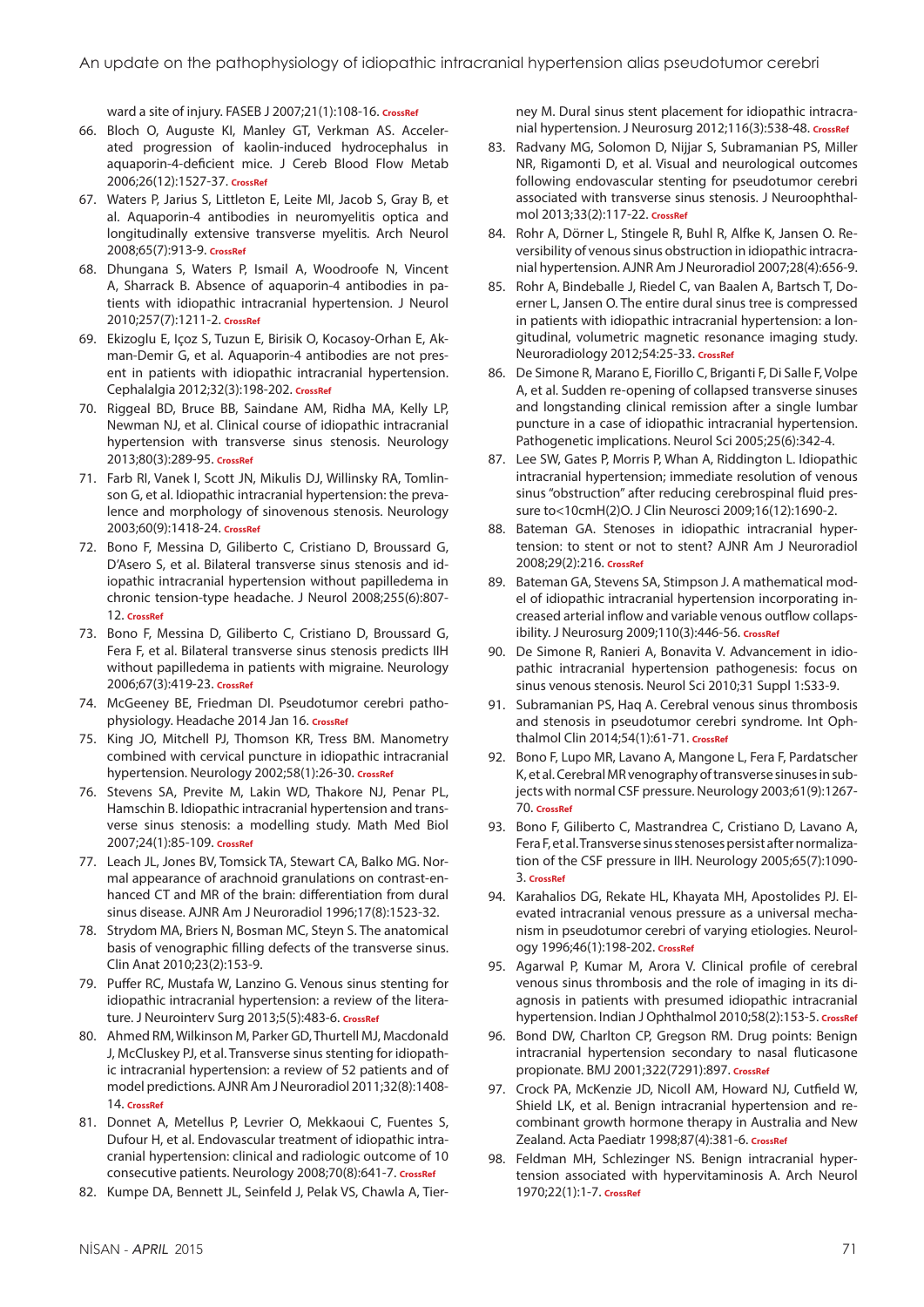ward a site of injury. FASEB J 2007;21(1):108-16. CrossRef

66. Bloch O, Auguste KI, Manley GT, Verkman AS. Accelerated progression of kaolin-induced hydrocephalus in aquaporin-4-deficient mice. J Cereb Blood Flow Metab 2006;26(12):1527-37. CrossRef
67. Waters P, Jarius S, Littleton E, Leite MI, Jacob S, Gray B, et al. Aquaporin-4 antibodies in neuromyelitis optica and longitudinally extensive transverse myelitis. Arch Neurol 2008;65(7):913-9. CrossRef
68. Dhungana S, Waters P, Ismail A, Woodroofe N, Vincent A, Sharrack B. Absence of aquaporin-4 antibodies in patients with idiopathic intracranial hypertension. J Neurol 2010;257(7):1211-2. CrossRef
69. Ekizoglu E, Içoz S, Tuzun E, Birisik O, Kocasoy-Orhan E, Akman-Demir G, et al. Aquaporin-4 antibodies are not present in patients with idiopathic intracranial hypertension. Cephalalgia 2012;32(3):198-202. CrossRef
70. Riggeal BD, Bruce BB, Saindane AM, Ridha MA, Kelly LP, Newman NJ, et al. Clinical course of idiopathic intracranial hypertension with transverse sinus stenosis. Neurology 2013;80(3):289-95. CrossRef
71. Farb RI, Vanek I, Scott JN, Mikulis DJ, Willinsky RA, Tomlinson G, et al. Idiopathic intracranial hypertension: the prevalence and morphology of sinovenous stenosis. Neurology 2003;60(9):1418-24. CrossRef
72. Bono F, Messina D, Giliberto C, Cristiano D, Broussard G, D'Asero S, et al. Bilateral transverse sinus stenosis and idiopathic intracranial hypertension without papilledema in chronic tension-type headache. J Neurol 2008;255(6):807-12. CrossRef
73. Bono F, Messina D, Giliberto C, Cristiano D, Broussard G, Fera F, et al. Bilateral transverse sinus stenosis predicts IIH without papilledema in patients with migraine. Neurology 2006;67(3):419-23. CrossRef
74. McGeeney BE, Friedman DI. Pseudotumor cerebri pathophysiology. Headache 2014 Jan 16. CrossRef
75. King JO, Mitchell PJ, Thomson KR, Tress BM. Manometry combined with cervical puncture in idiopathic intracranial hypertension. Neurology 2002;58(1):26-30. CrossRef
76. Stevens SA, Previte M, Lakin WD, Thakore NJ, Penar PL, Hamschin B. Idiopathic intracranial hypertension and transverse sinus stenosis: a modelling study. Math Med Biol 2007;24(1):85-109. CrossRef
77. Leach JL, Jones BV, Tomsick TA, Stewart CA, Balko MG. Normal appearance of arachnoid granulations on contrast-enhanced CT and MR of the brain: differentiation from dural sinus disease. AJNR Am J Neuroradiol 1996;17(8):1523-32.
78. Strydom MA, Briers N, Bosman MC, Steyn S. The anatomical basis of venographic filling defects of the transverse sinus. Clin Anat 2010;23(2):153-9.
79. Puffer RC, Mustafa W, Lanzino G. Venous sinus stenting for idiopathic intracranial hypertension: a review of the literature. J Neurointerv Surg 2013;5(5):483-6. CrossRef
80. Ahmed RM, Wilkinson M, Parker GD, Thurtell MJ, Macdonald J, McCluskey PJ, et al. Transverse sinus stenting for idiopathic intracranial hypertension: a review of 52 patients and of model predictions. AJNR Am J Neuroradiol 2011;32(8):1408-14. CrossRef
81. Donnet A, Metellus P, Levrier O, Mekkaoui C, Fuentes S, Dufour H, et al. Endovascular treatment of idiopathic intracranial hypertension: clinical and radiologic outcome of 10 consecutive patients. Neurology 2008;70(8):641-7. CrossRef
82. Kumpe DA, Bennett JL, Seinfeld J, Pelak VS, Chawla A, Tierney M. Dural sinus stent placement for idiopathic intracranial hypertension. J Neurosurg 2012;116(3):538-48. CrossRef
83. Radvany MG, Solomon D, Nijjar S, Subramanian PS, Miller NR, Rigamonti D, et al. Visual and neurological outcomes following endovascular stenting for pseudotumor cerebri associated with transverse sinus stenosis. J Neuroophthalmol 2013;33(2):117-22. CrossRef
84. Rohr A, Dörner L, Stingele R, Buhl R, Alfke K, Jansen O. Reversibility of venous sinus obstruction in idiopathic intracranial hypertension. AJNR Am J Neuroradiol 2007;28(4):656-9.
85. Rohr A, Bindeballe J, Riedel C, van Baalen A, Bartsch T, Doerner L, Jansen O. The entire dural sinus tree is compressed in patients with idiopathic intracranial hypertension: a longitudinal, volumetric magnetic resonance imaging study. Neuroradiology 2012;54:25-33. CrossRef
86. De Simone R, Marano E, Fiorillo C, Briganti F, Di Salle F, Volpe A, et al. Sudden re-opening of collapsed transverse sinuses and longstanding clinical remission after a single lumbar puncture in a case of idiopathic intracranial hypertension. Pathogenetic implications. Neurol Sci 2005;25(6):342-4.
87. Lee SW, Gates P, Morris P, Whan A, Riddington L. Idiopathic intracranial hypertension; immediate resolution of venous sinus "obstruction" after reducing cerebrospinal fluid pressure to<10cmH(2)O. J Clin Neurosci 2009;16(12):1690-2.
88. Bateman GA. Stenoses in idiopathic intracranial hypertension: to stent or not to stent? AJNR Am J Neuroradiol 2008;29(2):216. CrossRef
89. Bateman GA, Stevens SA, Stimpson J. A mathematical model of idiopathic intracranial hypertension incorporating increased arterial inflow and variable venous outflow collapsibility. J Neurosurg 2009;110(3):446-56. CrossRef
90. De Simone R, Ranieri A, Bonavita V. Advancement in idiopathic intracranial hypertension pathogenesis: focus on sinus venous stenosis. Neurol Sci 2010;31 Suppl 1:S33-9.
91. Subramanian PS, Haq A. Cerebral venous sinus thrombosis and stenosis in pseudotumor cerebri syndrome. Int Ophthalmol Clin 2014;54(1):61-71. CrossRef
92. Bono F, Lupo MR, Lavano A, Mangone L, Fera F, Pardatscher K, et al. Cerebral MR venography of transverse sinuses in subjects with normal CSF pressure. Neurology 2003;61(9):1267-70. CrossRef
93. Bono F, Giliberto C, Mastrandrea C, Cristiano D, Lavano A, Fera F, et al. Transverse sinus stenoses persist after normalization of the CSF pressure in IIH. Neurology 2005;65(7):1090-3. CrossRef
94. Karahalios DG, Rekate HL, Khayata MH, Apostolides PJ. Elevated intracranial venous pressure as a universal mechanism in pseudotumor cerebri of varying etiologies. Neurology 1996;46(1):198-202. CrossRef
95. Agarwal P, Kumar M, Arora V. Clinical profile of cerebral venous sinus thrombosis and the role of imaging in its diagnosis in patients with presumed idiopathic intracranial hypertension. Indian J Ophthalmol 2010;58(2):153-5. CrossRef
96. Bond DW, Charlton CP, Gregson RM. Drug points: Benign intracranial hypertension secondary to nasal fluticasone propionate. BMJ 2001;322(7291):897. CrossRef
97. Crock PA, McKenzie JD, Nicoll AM, Howard NJ, Cutfield W, Shield LK, et al. Benign intracranial hypertension and recombinant growth hormone therapy in Australia and New Zealand. Acta Paediatr 1998;87(4):381-6. CrossRef
98. Feldman MH, Schlezinger NS. Benign intracranial hypertension associated with hypervitaminosis A. Arch Neurol 1970;22(1):1-7. CrossRef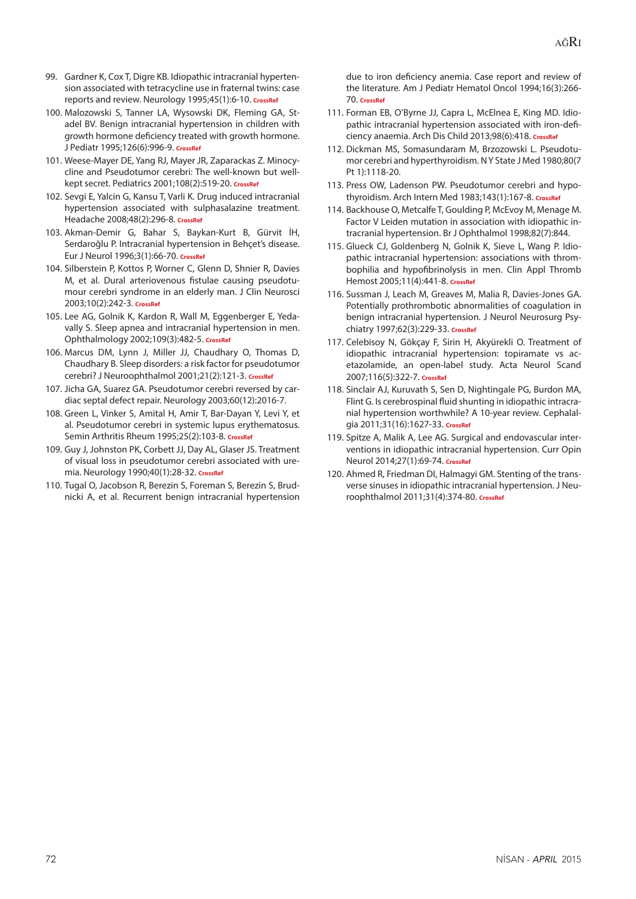99. Gardner K, Cox T, Digre KB. Idiopathic intracranial hypertension associated with tetracycline use in fraternal twins: case reports and review. Neurology 1995;45(1):6-10. CrossRef
100. Malozowski S, Tanner LA, Wysowski DK, Fleming GA, Stadel BV. Benign intracranial hypertension in children with growth hormone deficiency treated with growth hormone. J Pediatr 1995;126(6):996-9. CrossRef
101. Weese-Mayer DE, Yang RJ, Mayer JR, Zaparackas Z. Minocycline and Pseudotumor cerebri: The well-known but well-kept secret. Pediatrics 2001;108(2):519-20. CrossRef
102. Sevgi E, Yalcin G, Kansu T, Varli K. Drug induced intracranial hypertension associated with sulphasalazine treatment. Headache 2008;48(2):296-8. CrossRef
103. Akman-Demir G, Bahar S, Baykan-Kurt B, Gürvit İH, Serdaroğlu P. Intracranial hypertension in Behçet's disease. Eur J Neurol 1996;3(1):66-70. CrossRef
104. Silberstein P, Kottos P, Worner C, Glenn D, Shnier R, Davies M, et al. Dural arteriovenous fistulae causing pseudotumour cerebri syndrome in an elderly man. J Clin Neurosci 2003;10(2):242-3. CrossRef
105. Lee AG, Golnik K, Kardon R, Wall M, Eggenberger E, Yedavally S. Sleep apnea and intracranial hypertension in men. Ophthalmology 2002;109(3):482-5. CrossRef
106. Marcus DM, Lynn J, Miller JJ, Chaudhary O, Thomas D, Chaudhary B. Sleep disorders: a risk factor for pseudotumor cerebri? J Neuroophthalmol 2001;21(2):121-3. CrossRef
107. Jicha GA, Suarez GA. Pseudotumor cerebri reversed by cardiac septal defect repair. Neurology 2003;60(12):2016-7.
108. Green L, Vinker S, Amital H, Amir T, Bar-Dayan Y, Levi Y, et al. Pseudotumor cerebri in systemic lupus erythematosus. Semin Arthritis Rheum 1995;25(2):103-8. CrossRef
109. Guy J, Johnston PK, Corbett JJ, Day AL, Glaser JS. Treatment of visual loss in pseudotumor cerebri associated with uremia. Neurology 1990;40(1):28-32. CrossRef
110. Tugal O, Jacobson R, Berezin S, Foreman S, Berezin S, Brudnicki A, et al. Recurrent benign intracranial hypertension due to iron deficiency anemia. Case report and review of the literature. Am J Pediatr Hematol Oncol 1994;16(3):266-70. CrossRef
111. Forman EB, O'Byrne JJ, Capra L, McElnea E, King MD. Idiopathic intracranial hypertension associated with iron-deficiency anaemia. Arch Dis Child 2013;98(6):418. CrossRef
112. Dickman MS, Somasundaram M, Brzozowski L. Pseudotumor cerebri and hyperthyroidism. N Y State J Med 1980;80(7 Pt 1):1118-20.
113. Press OW, Ladenson PW. Pseudotumor cerebri and hypothyroidism. Arch Intern Med 1983;143(1):167-8. CrossRef
114. Backhouse O, Metcalfe T, Goulding P, McEvoy M, Menage M. Factor V Leiden mutation in association with idiopathic intracranial hypertension. Br J Ophthalmol 1998;82(7):844.
115. Glueck CJ, Goldenberg N, Golnik K, Sieve L, Wang P. Idiopathic intracranial hypertension: associations with thrombophilia and hypofibrinolysis in men. Clin Appl Thromb Hemost 2005;11(4):441-8. CrossRef
116. Sussman J, Leach M, Greaves M, Malia R, Davies-Jones GA. Potentially prothrombotic abnormalities of coagulation in benign intracranial hypertension. J Neurol Neurosurg Psychiatry 1997;62(3):229-33. CrossRef
117. Celebisoy N, Gökçay F, Sirin H, Akyürekli O. Treatment of idiopathic intracranial hypertension: topiramate vs acetazolamide, an open-label study. Acta Neurol Scand 2007;116(5):322-7. CrossRef
118. Sinclair AJ, Kuruvath S, Sen D, Nightingale PG, Burdon MA, Flint G. Is cerebrospinal fluid shunting in idiopathic intracranial hypertension worthwhile? A 10-year review. Cephalalgia 2011;31(16):1627-33. CrossRef
119. Spitze A, Malik A, Lee AG. Surgical and endovascular interventions in idiopathic intracranial hypertension. Curr Opin Neurol 2014;27(1):69-74. CrossRef
120. Ahmed R, Friedman DI, Halmagyi GM. Stenting of the transverse sinuses in idiopathic intracranial hypertension. J Neuroophthalmol 2011;31(4):374-80. CrossRef